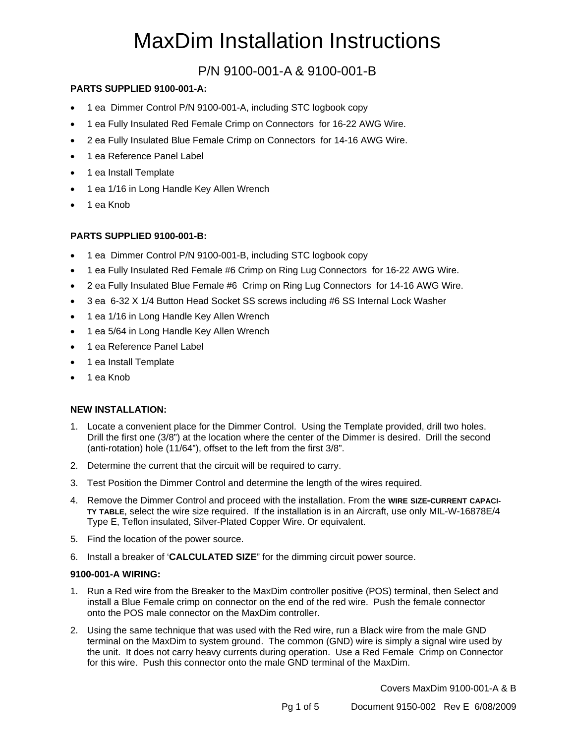# MaxDim Installation Instructions

## P/N 9100-001-A & 9100-001-B

**PARTS SUPPLIED 9100-001-A:**

- 1 ea Dimmer Control P/N 9100-001-A, including STC logbook copy
- 1 ea Fully Insulated Red Female Crimp on Connectors for 16-22 AWG Wire.
- 2 ea Fully Insulated Blue Female Crimp on Connectors for 14-16 AWG Wire.
- 1 ea Reference Panel Label
- 1 ea Install Template
- 1 ea 1/16 in Long Handle Key Allen Wrench
- 1 ea Knob

**PARTS SUPPLIED 9100-001-B:**

- 1 ea Dimmer Control P/N 9100-001-B, including STC logbook copy
- 1 ea Fully Insulated Red Female #6 Crimp on Ring Lug Connectors for 16-22 AWG Wire.
- 2 ea Fully Insulated Blue Female #6 Crimp on Ring Lug Connectors for 14-16 AWG Wire.
- 3 ea 6-32 X 1/4 Button Head Socket SS screws including #6 SS Internal Lock Washer
- 1 ea 1/16 in Long Handle Key Allen Wrench
- 1 ea 5/64 in Long Handle Key Allen Wrench
- 1 ea Reference Panel Label
- 1 ea Install Template
- 1 ea Knob

**NEW INSTALLATION:**

1. Locate a convenient place for the Dimmer Control. Using the Template provided, drill two holes. Drill the first one (3/8") at the location where the center of the Dimmer is desired. Drill the second (anti-rotation) hole (11/64"), offset to the left from the first 3/8".
2. Determine the current that the circuit will be required to carry.
3. Test Position the Dimmer Control and determine the length of the wires required.
4. Remove the Dimmer Control and proceed with the installation. From the **WIRE SIZE-CURRENT CAPACITY TABLE**, select the wire size required. If the installation is in an Aircraft, use only MIL-W-16878E/4 Type E, Teflon insulated, Silver-Plated Copper Wire. Or equivalent.
5. Find the location of the power source.
6. Install a breaker of '**CALCULATED SIZE**" for the dimming circuit power source.

**9100-001-A WIRING:**

1. Run a Red wire from the Breaker to the MaxDim controller positive (POS) terminal, then Select and install a Blue Female crimp on connector on the end of the red wire. Push the female connector onto the POS male connector on the MaxDim controller.
2. Using the same technique that was used with the Red wire, run a Black wire from the male GND terminal on the MaxDim to system ground. The common (GND) wire is simply a signal wire used by the unit. It does not carry heavy currents during operation. Use a Red Female Crimp on Connector for this wire. Push this connector onto the male GND terminal of the MaxDim.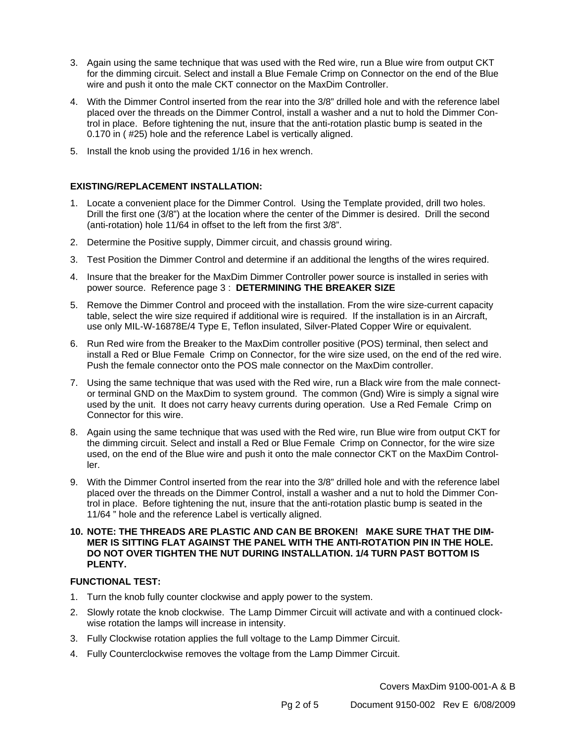3. Again using the same technique that was used with the Red wire, run a Blue wire from output CKT for the dimming circuit. Select and install a Blue Female Crimp on Connector on the end of the Blue wire and push it onto the male CKT connector on the MaxDim Controller.

4. With the Dimmer Control inserted from the rear into the 3/8" drilled hole and with the reference label placed over the threads on the Dimmer Control, install a washer and a nut to hold the Dimmer Control in place. Before tightening the nut, insure that the anti-rotation plastic bump is seated in the 0.170 in ( #25) hole and the reference Label is vertically aligned.

5. Install the knob using the provided 1/16 in hex wrench.

**EXISTING/REPLACEMENT INSTALLATION:**

1. Locate a convenient place for the Dimmer Control. Using the Template provided, drill two holes. Drill the first one (3/8") at the location where the center of the Dimmer is desired. Drill the second (anti-rotation) hole 11/64 in offset to the left from the first 3/8".

2. Determine the Positive supply, Dimmer circuit, and chassis ground wiring.

3. Test Position the Dimmer Control and determine if an additional the lengths of the wires required.

4. Insure that the breaker for the MaxDim Dimmer Controller power source is installed in series with power source. Reference page 3 : **DETERMINING THE BREAKER SIZE**

5. Remove the Dimmer Control and proceed with the installation. From the wire size-current capacity table, select the wire size required if additional wire is required. If the installation is in an Aircraft, use only MIL-W-16878E/4 Type E, Teflon insulated, Silver-Plated Copper Wire or equivalent.

6. Run Red wire from the Breaker to the MaxDim controller positive (POS) terminal, then select and install a Red or Blue Female Crimp on Connector, for the wire size used, on the end of the red wire. Push the female connector onto the POS male connector on the MaxDim controller.

7. Using the same technique that was used with the Red wire, run a Black wire from the male connector terminal GND on the MaxDim to system ground. The common (Gnd) Wire is simply a signal wire used by the unit. It does not carry heavy currents during operation. Use a Red Female Crimp on Connector for this wire.

8. Again using the same technique that was used with the Red wire, run Blue wire from output CKT for the dimming circuit. Select and install a Red or Blue Female Crimp on Connector, for the wire size used, on the end of the Blue wire and push it onto the male connector CKT on the MaxDim Controller.

9. With the Dimmer Control inserted from the rear into the 3/8" drilled hole and with the reference label placed over the threads on the Dimmer Control, install a washer and a nut to hold the Dimmer Control in place. Before tightening the nut, insure that the anti-rotation plastic bump is seated in the 11/64 " hole and the reference Label is vertically aligned.

10. **NOTE: THE THREADS ARE PLASTIC AND CAN BE BROKEN! MAKE SURE THAT THE DIMMER IS SITTING FLAT AGAINST THE PANEL WITH THE ANTI-ROTATION PIN IN THE HOLE. DO NOT OVER TIGHTEN THE NUT DURING INSTALLATION. 1/4 TURN PAST BOTTOM IS PLENTY.**

**FUNCTIONAL TEST:**

1. Turn the knob fully counter clockwise and apply power to the system.

2. Slowly rotate the knob clockwise. The Lamp Dimmer Circuit will activate and with a continued clockwise rotation the lamps will increase in intensity.

3. Fully Clockwise rotation applies the full voltage to the Lamp Dimmer Circuit.

4. Fully Counterclockwise removes the voltage from the Lamp Dimmer Circuit.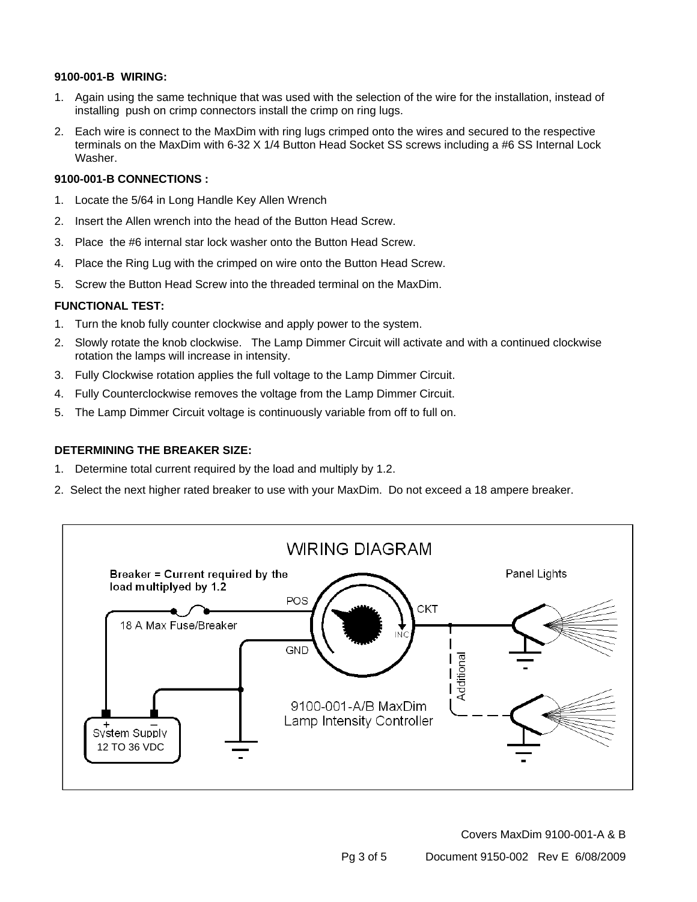**9100-001-B WIRING:**

1. Again using the same technique that was used with the selection of the wire for the installation, instead of installing push on crimp connectors install the crimp on ring lugs.
2. Each wire is connect to the MaxDim with ring lugs crimped onto the wires and secured to the respective terminals on the MaxDim with 6-32 X 1/4 Button Head Socket SS screws including a #6 SS Internal Lock Washer.

**9100-001-B CONNECTIONS :**

1. Locate the 5/64 in Long Handle Key Allen Wrench
2. Insert the Allen wrench into the head of the Button Head Screw.
3. Place the #6 internal star lock washer onto the Button Head Screw.
4. Place the Ring Lug with the crimped on wire onto the Button Head Screw.
5. Screw the Button Head Screw into the threaded terminal on the MaxDim.

**FUNCTIONAL TEST:**

1. Turn the knob fully counter clockwise and apply power to the system.
2. Slowly rotate the knob clockwise. The Lamp Dimmer Circuit will activate and with a continued clockwise rotation the lamps will increase in intensity.
3. Fully Clockwise rotation applies the full voltage to the Lamp Dimmer Circuit.
4. Fully Counterclockwise removes the voltage from the Lamp Dimmer Circuit.
5. The Lamp Dimmer Circuit voltage is continuously variable from off to full on.

**DETERMINING THE BREAKER SIZE:**

1. Determine total current required by the load and multiply by 1.2.
2. Select the next higher rated breaker to use with your MaxDim. Do not exceed a 18 ampere breaker.

**WIRING DIAGRAM**

Breaker = Current required by the load multiplyed by 1.2

18 A Max Fuse/Breaker

POS

GND

CKT

INC

Panel Lights

Additional

9100-001-A/B MaxDim Lamp Intensity Controller

System Supply 12 TO 36 VDC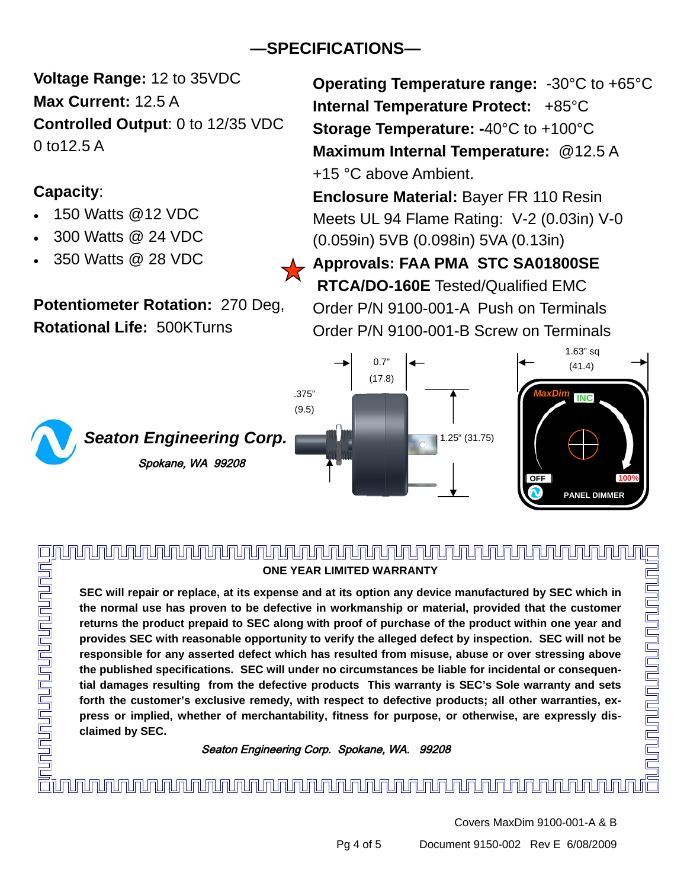# —SPECIFICATIONS—

**Voltage Range:** 12 to 35VDC
**Max Current:** 12.5 A
**Controlled Output**: 0 to 12/35 VDC
0 to12.5 A

**Capacity**:

- 150 Watts @12 VDC
- 300 Watts @ 24 VDC
- 350 Watts @ 28 VDC

**Potentiometer Rotation:** 270 Deg,
**Rotational Life:** 500KTurns

**Operating Temperature range:** -30°C to +65°C
**Internal Temperature Protect:** +85°C
**Storage Temperature: -**40°C to +100°C
**Maximum Internal Temperature:** @12.5 A +15 °C above Ambient.
**Enclosure Material:** Bayer FR 110 Resin
Meets UL 94 Flame Rating: V-2 (0.03in) V-0 (0.059in) 5VB (0.098in) 5VA (0.13in)
**Approvals: FAA PMA STC SA01800SE**
**RTCA/DO-160E** Tested/Qualified EMC
Order P/N 9100-001-A Push on Terminals
Order P/N 9100-001-B Screw on Terminals

0.7" (17.8)
.375" (9.5)
1.25" (31.75)
1.63" sq (41.4)

MaxDim INC OFF 100% PANEL DIMMER

***Seaton Engineering Corp.***
*Spokane, WA 99208*

**ONE YEAR LIMITED WARRANTY**

**SEC will repair or replace, at its expense and at its option any device manufactured by SEC which in the normal use has proven to be defective in workmanship or material, provided that the customer returns the product prepaid to SEC along with proof of purchase of the product within one year and provides SEC with reasonable opportunity to verify the alleged defect by inspection. SEC will not be responsible for any asserted defect which has resulted from misuse, abuse or over stressing above the published specifications. SEC will under no circumstances be liable for incidental or consequential damages resulting from the defective products This warranty is SEC's Sole warranty and sets forth the customer's exclusive remedy, with respect to defective products; all other warranties, express or implied, whether of merchantability, fitness for purpose, or otherwise, are expressly disclaimed by SEC.**

*Seaton Engineering Corp. Spokane, WA. 99208*

Covers MaxDim 9100-001-A & B

Document 9150-002 Rev E 6/08/2009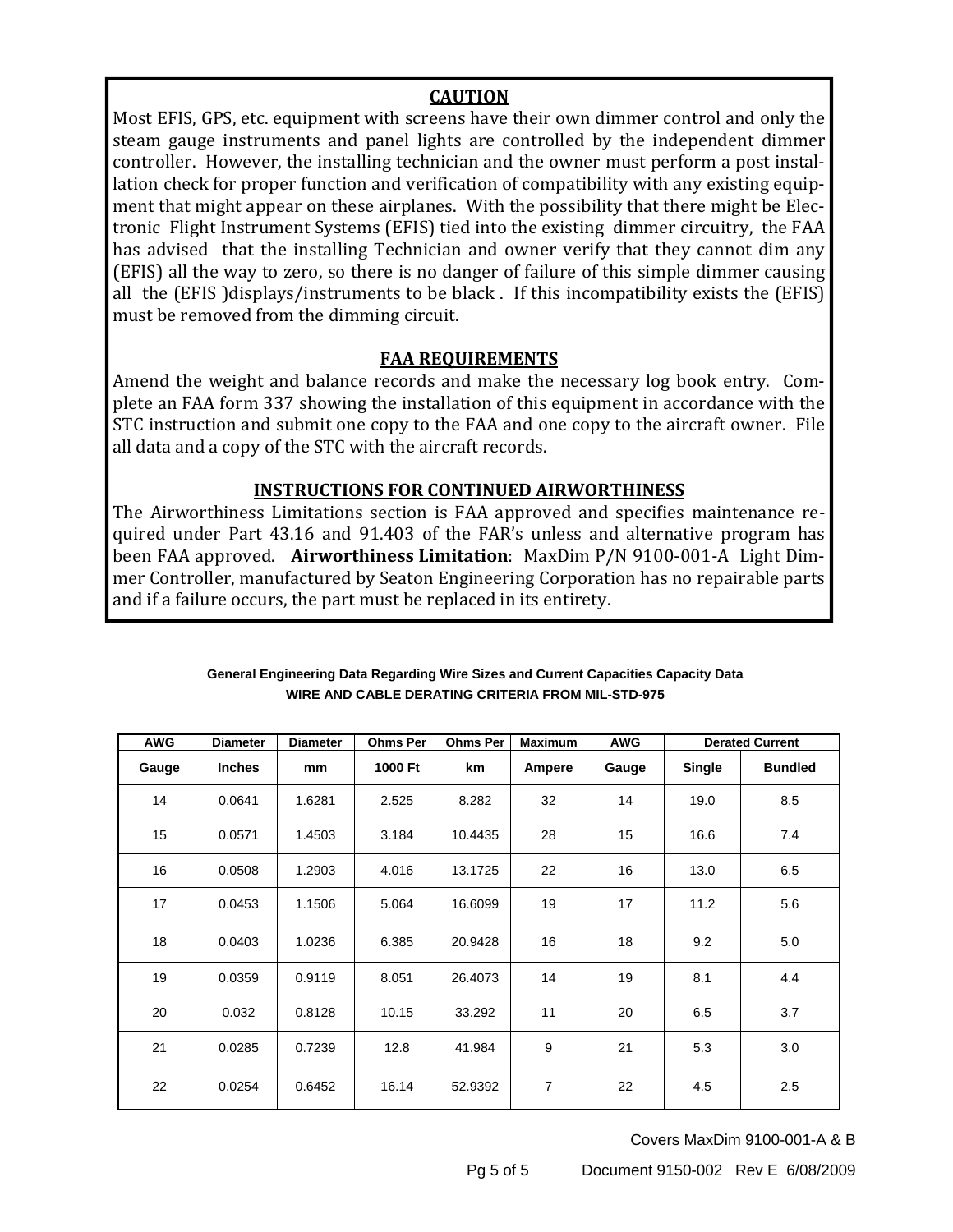## CAUTION

Most EFIS, GPS, etc. equipment with screens have their own dimmer control and only the steam gauge instruments and panel lights are controlled by the independent dimmer controller. However, the installing technician and the owner must perform a post installation check for proper function and verification of compatibility with any existing equipment that might appear on these airplanes. With the possibility that there might be Electronic Flight Instrument Systems (EFIS) tied into the existing dimmer circuitry, the FAA has advised that the installing Technician and owner verify that they cannot dim any (EFIS) all the way to zero, so there is no danger of failure of this simple dimmer causing all the (EFIS )displays/instruments to be black . If this incompatibility exists the (EFIS) must be removed from the dimming circuit.

## FAA REQUIREMENTS

Amend the weight and balance records and make the necessary log book entry. Complete an FAA form 337 showing the installation of this equipment in accordance with the STC instruction and submit one copy to the FAA and one copy to the aircraft owner. File all data and a copy of the STC with the aircraft records.

## INSTRUCTIONS FOR CONTINUED AIRWORTHINESS

The Airworthiness Limitations section is FAA approved and specifies maintenance required under Part 43.16 and 91.403 of the FAR's unless and alternative program has been FAA approved. **Airworthiness Limitation**: MaxDim P/N 9100-001-A Light Dimmer Controller, manufactured by Seaton Engineering Corporation has no repairable parts and if a failure occurs, the part must be replaced in its entirety.

**General Engineering Data Regarding Wire Sizes and Current Capacities Capacity Data**
**WIRE AND CABLE DERATING CRITERIA FROM MIL-STD-975**

| AWG | Diameter | Diameter | Ohms Per | Ohms Per | Maximum | AWG | Derated Current | |
|---|---|---|---|---|---|---|---|---|
| Gauge | Inches | mm | 1000 Ft | km | Ampere | Gauge | Single | Bundled |
| 14 | 0.0641 | 1.6281 | 2.525 | 8.282 | 32 | 14 | 19.0 | 8.5 |
| 15 | 0.0571 | 1.4503 | 3.184 | 10.4435 | 28 | 15 | 16.6 | 7.4 |
| 16 | 0.0508 | 1.2903 | 4.016 | 13.1725 | 22 | 16 | 13.0 | 6.5 |
| 17 | 0.0453 | 1.1506 | 5.064 | 16.6099 | 19 | 17 | 11.2 | 5.6 |
| 18 | 0.0403 | 1.0236 | 6.385 | 20.9428 | 16 | 18 | 9.2 | 5.0 |
| 19 | 0.0359 | 0.9119 | 8.051 | 26.4073 | 14 | 19 | 8.1 | 4.4 |
| 20 | 0.032 | 0.8128 | 10.15 | 33.292 | 11 | 20 | 6.5 | 3.7 |
| 21 | 0.0285 | 0.7239 | 12.8 | 41.984 | 9 | 21 | 5.3 | 3.0 |
| 22 | 0.0254 | 0.6452 | 16.14 | 52.9392 | 7 | 22 | 4.5 | 2.5 |

Covers MaxDim 9100-001-A & B

Document 9150-002 Rev E 6/08/2009